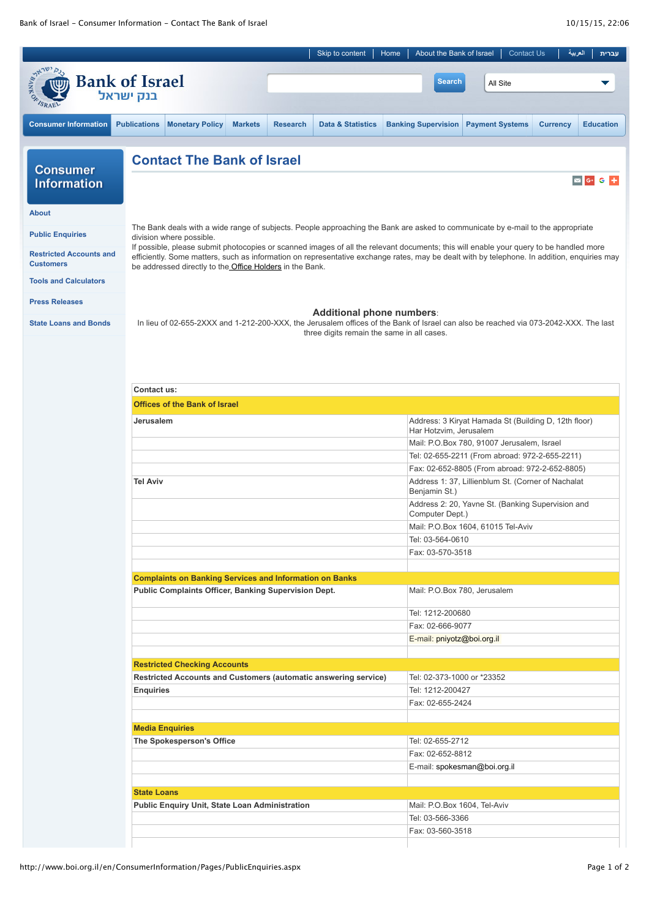Skip to content | Home | About the Bank of Israel | Contact Us | العربية | עברית

# Bank of Israel
בנק ישראל

Consumer Information | Publications | Monetary Policy | Markets | Research | Data & Statistics | Banking Supervision | Payment Systems | Currency | Education

**Consumer Information**

- About
- Public Enquiries
- Restricted Accounts and Customers
- Tools and Calculators
- Press Releases
- State Loans and Bonds

## Contact The Bank of Israel

The Bank deals with a wide range of subjects. People approaching the Bank are asked to communicate by e-mail to the appropriate division where possible.
If possible, please submit photocopies or scanned images of all the relevant documents; this will enable your query to be handled more efficiently. Some matters, such as information on representative exchange rates, may be dealt with by telephone. In addition, enquiries may be addressed directly to the Office Holders in the Bank.

**Additional phone numbers**:
In lieu of 02-655-2XXX and 1-212-200-XXX, the Jerusalem offices of the Bank of Israel can also be reached via 073-2042-XXX. The last three digits remain the same in all cases.

| **Contact us:** | |
|---|---|
| **Offices of the Bank of Israel** | |
| **Jerusalem** | Address: 3 Kiryat Hamada St (Building D, 12th floor) Har Hotzvim, Jerusalem |
| | Mail: P.O.Box 780, 91007 Jerusalem, Israel |
| | Tel: 02-655-2211 (From abroad: 972-2-655-2211) |
| | Fax: 02-652-8805 (From abroad: 972-2-652-8805) |
| **Tel Aviv** | Address 1: 37, Lillienblum St. (Corner of Nachalat Benjamin St.) |
| | Address 2: 20, Yavne St. (Banking Supervision and Computer Dept.) |
| | Mail: P.O.Box 1604, 61015 Tel-Aviv |
| | Tel: 03-564-0610 |
| | Fax: 03-570-3518 |
| | |
| **Complaints on Banking Services and Information on Banks** | |
| **Public Complaints Officer, Banking Supervision Dept.** | Mail: P.O.Box 780, Jerusalem |
| | Tel: 1212-200680 |
| | Fax: 02-666-9077 |
| | E-mail: pniyotz@boi.org.il |
| | |
| **Restricted Checking Accounts** | |
| **Restricted Accounts and Customers (automatic answering service)** | Tel: 02-373-1000 or *23352 |
| **Enquiries** | Tel: 1212-200427 |
| | Fax: 02-655-2424 |
| | |
| **Media Enquiries** | |
| **The Spokesperson's Office** | Tel: 02-655-2712 |
| | Fax: 02-652-8812 |
| | E-mail: spokesman@boi.org.il |
| | |
| **State Loans** | |
| **Public Enquiry Unit, State Loan Administration** | Mail: P.O.Box 1604, Tel-Aviv |
| | Tel: 03-566-3366 |
| | Fax: 03-560-3518 |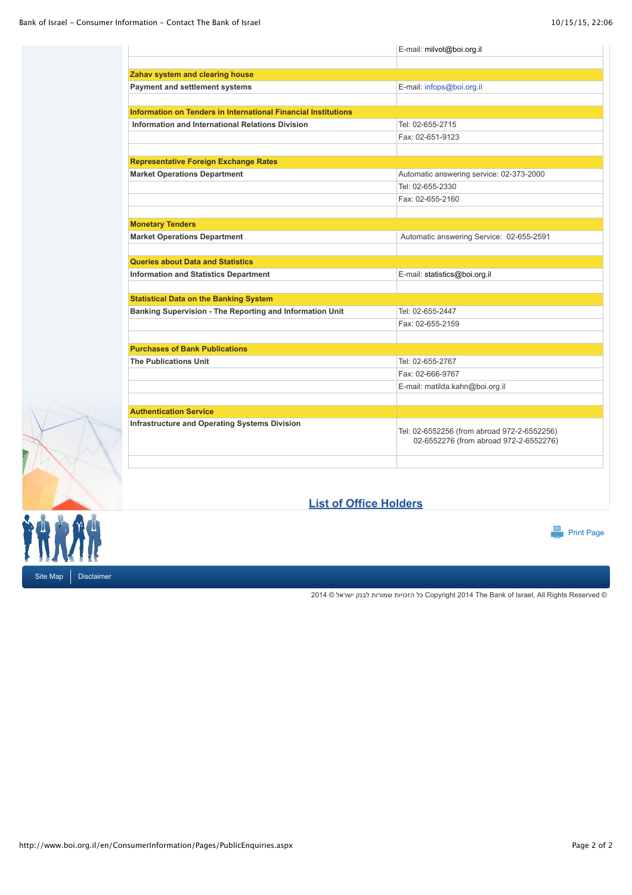| | |
|---|---|
| | E-mail: milvot@boi.org.il |
| | |
| **Zahav system and clearing house** | |
| **Payment and settlement systems** | E-mail: infops@boi.org.il |
| | |
| **Information on Tenders in International Financial Institutions** | |
| **Information and International Relations Division** | Tel: 02-655-2715 |
| | Fax: 02-651-9123 |
| | |
| **Representative Foreign Exchange Rates** | |
| **Market Operations Department** | Automatic answering service: 02-373-2000 |
| | Tel: 02-655-2330 |
| | Fax: 02-655-2160 |
| | |
| **Monetary Tenders** | |
| **Market Operations Department** | Automatic answering Service: 02-655-2591 |
| | |
| **Queries about Data and Statistics** | |
| **Information and Statistics Department** | E-mail: statistics@boi.org.il |
| | |
| **Statistical Data on the Banking System** | |
| **Banking Supervision - The Reporting and Information Unit** | Tel: 02-655-2447 |
| | Fax: 02-655-2159 |
| | |
| **Purchases of Bank Publications** | |
| **The Publications Unit** | Tel: 02-655-2767 |
| | Fax: 02-666-9767 |
| | E-mail: matilda.kahn@boi.org.il |
| | |
| **Authentication Service** | |
| **Infrastructure and Operating Systems Division** | Tel: 02-6552256 (from abroad 972-2-6552256) 02-6552276 (from abroad 972-2-6552276) |
| | |

**List of Office Holders**

Print Page

Site Map | Disclaimer

2014 © כל הזכויות שמורות לבנק ישראל Copyright 2014 The Bank of Israel, All Rights Reserved ©